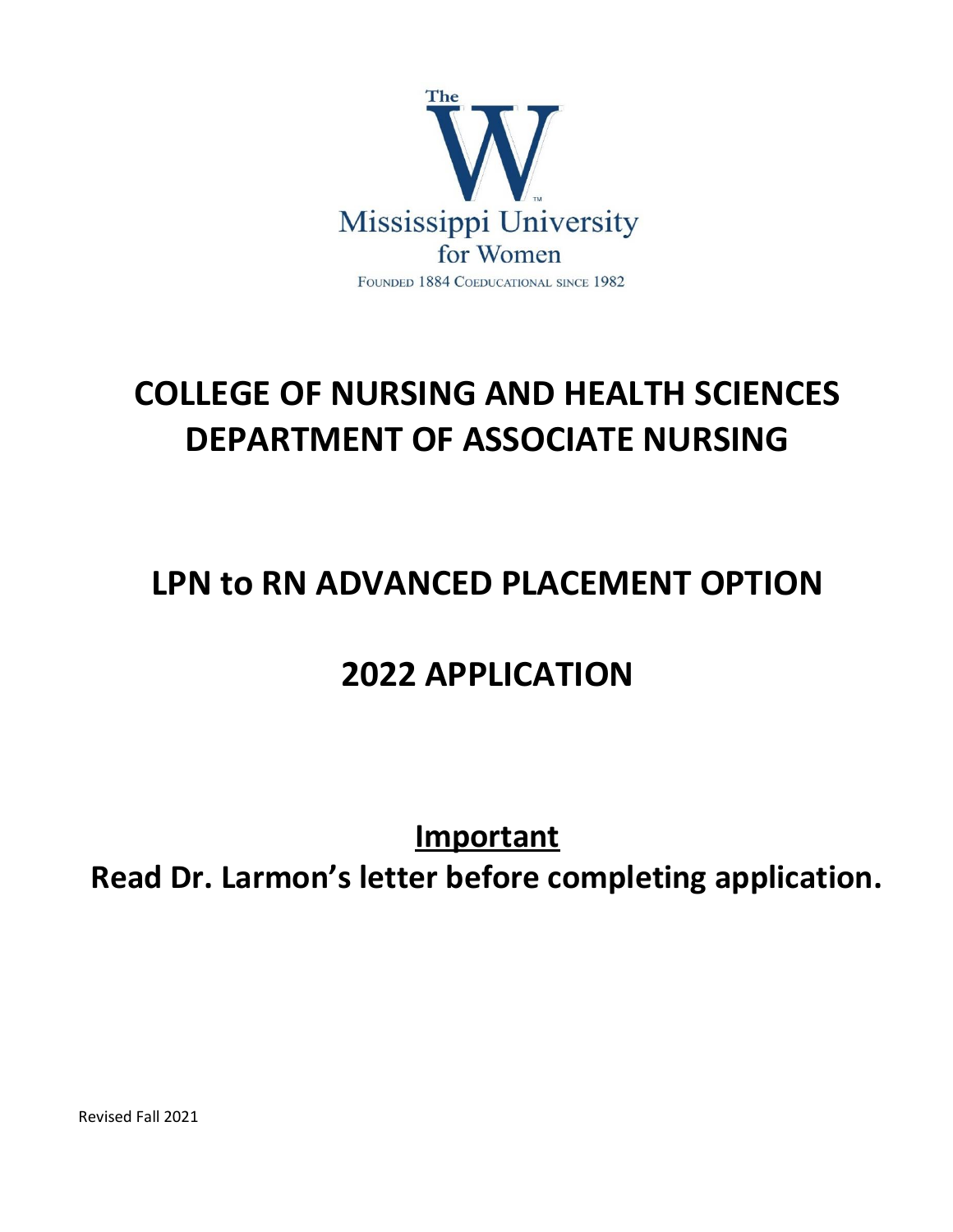The W

Mississippi University for Women

FOUNDED 1884 COEDUCATIONAL SINCE 1982

# COLLEGE OF NURSING AND HEALTH SCIENCES
# DEPARTMENT OF ASSOCIATE NURSING

# LPN to RN ADVANCED PLACEMENT OPTION

# 2022 APPLICATION

**Important**

**Read Dr. Larmon's letter before completing application.**

Revised Fall 2021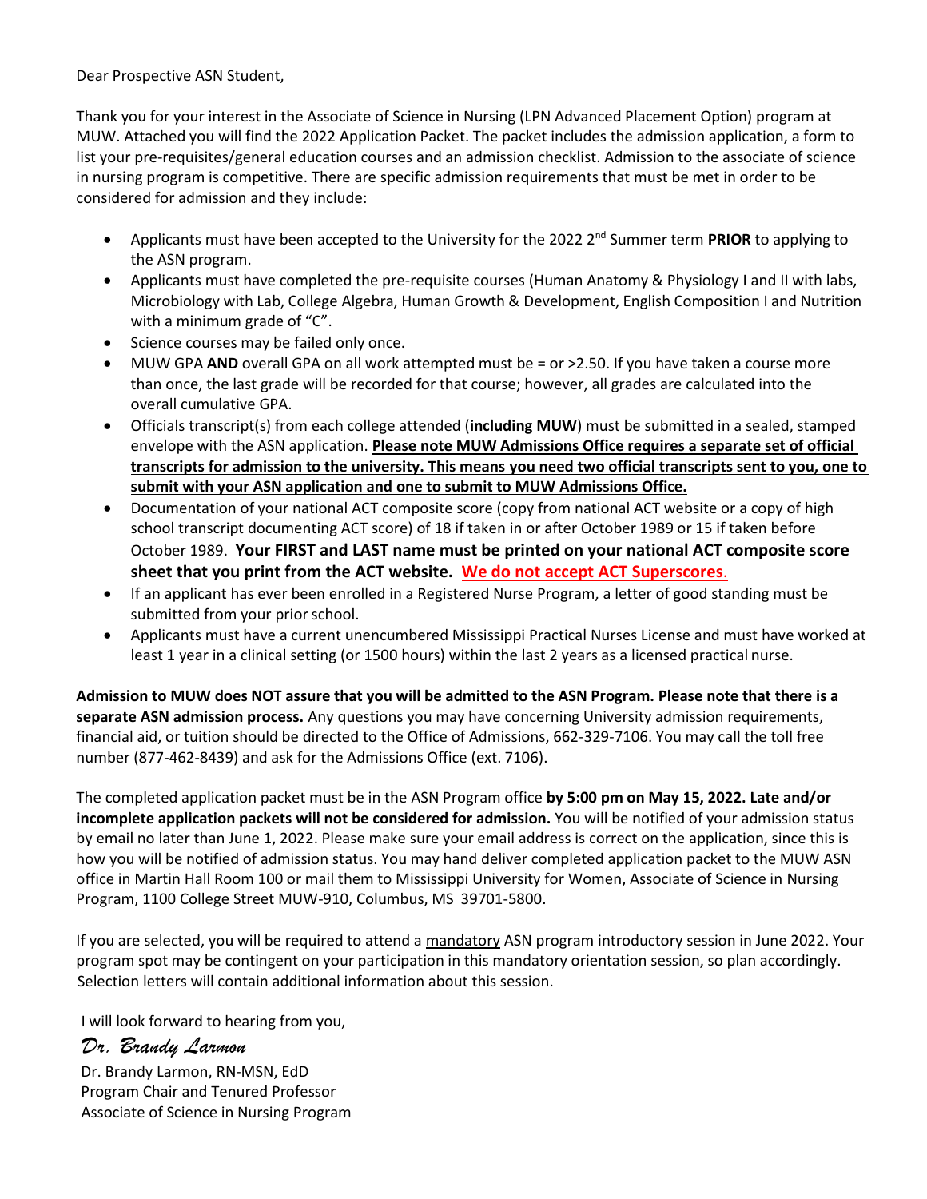Dear Prospective ASN Student,

Thank you for your interest in the Associate of Science in Nursing (LPN Advanced Placement Option) program at MUW. Attached you will find the 2022 Application Packet. The packet includes the admission application, a form to list your pre-requisites/general education courses and an admission checklist. Admission to the associate of science in nursing program is competitive. There are specific admission requirements that must be met in order to be considered for admission and they include:

- Applicants must have been accepted to the University for the 2022 2nd Summer term **PRIOR** to applying to the ASN program.
- Applicants must have completed the pre-requisite courses (Human Anatomy & Physiology I and II with labs, Microbiology with Lab, College Algebra, Human Growth & Development, English Composition I and Nutrition with a minimum grade of "C".
- Science courses may be failed only once.
- MUW GPA **AND** overall GPA on all work attempted must be = or >2.50. If you have taken a course more than once, the last grade will be recorded for that course; however, all grades are calculated into the overall cumulative GPA.
- Officials transcript(s) from each college attended (**including MUW**) must be submitted in a sealed, stamped envelope with the ASN application. **Please note MUW Admissions Office requires a separate set of official transcripts for admission to the university. This means you need two official transcripts sent to you, one to submit with your ASN application and one to submit to MUW Admissions Office.**
- Documentation of your national ACT composite score (copy from national ACT website or a copy of high school transcript documenting ACT score) of 18 if taken in or after October 1989 or 15 if taken before October 1989. **Your FIRST and LAST name must be printed on your national ACT composite score sheet that you print from the ACT website. We do not accept ACT Superscores.**
- If an applicant has ever been enrolled in a Registered Nurse Program, a letter of good standing must be submitted from your prior school.
- Applicants must have a current unencumbered Mississippi Practical Nurses License and must have worked at least 1 year in a clinical setting (or 1500 hours) within the last 2 years as a licensed practical nurse.

**Admission to MUW does NOT assure that you will be admitted to the ASN Program. Please note that there is a separate ASN admission process.** Any questions you may have concerning University admission requirements, financial aid, or tuition should be directed to the Office of Admissions, 662-329-7106. You may call the toll free number (877-462-8439) and ask for the Admissions Office (ext. 7106).

The completed application packet must be in the ASN Program office **by 5:00 pm on May 15, 2022. Late and/or incomplete application packets will not be considered for admission.** You will be notified of your admission status by email no later than June 1, 2022. Please make sure your email address is correct on the application, since this is how you will be notified of admission status. You may hand deliver completed application packet to the MUW ASN office in Martin Hall Room 100 or mail them to Mississippi University for Women, Associate of Science in Nursing Program, 1100 College Street MUW-910, Columbus, MS 39701-5800.

If you are selected, you will be required to attend a mandatory ASN program introductory session in June 2022. Your program spot may be contingent on your participation in this mandatory orientation session, so plan accordingly. Selection letters will contain additional information about this session.

I will look forward to hearing from you,

*Dr. Brandy Larmon*

Dr. Brandy Larmon, RN-MSN, EdD
Program Chair and Tenured Professor
Associate of Science in Nursing Program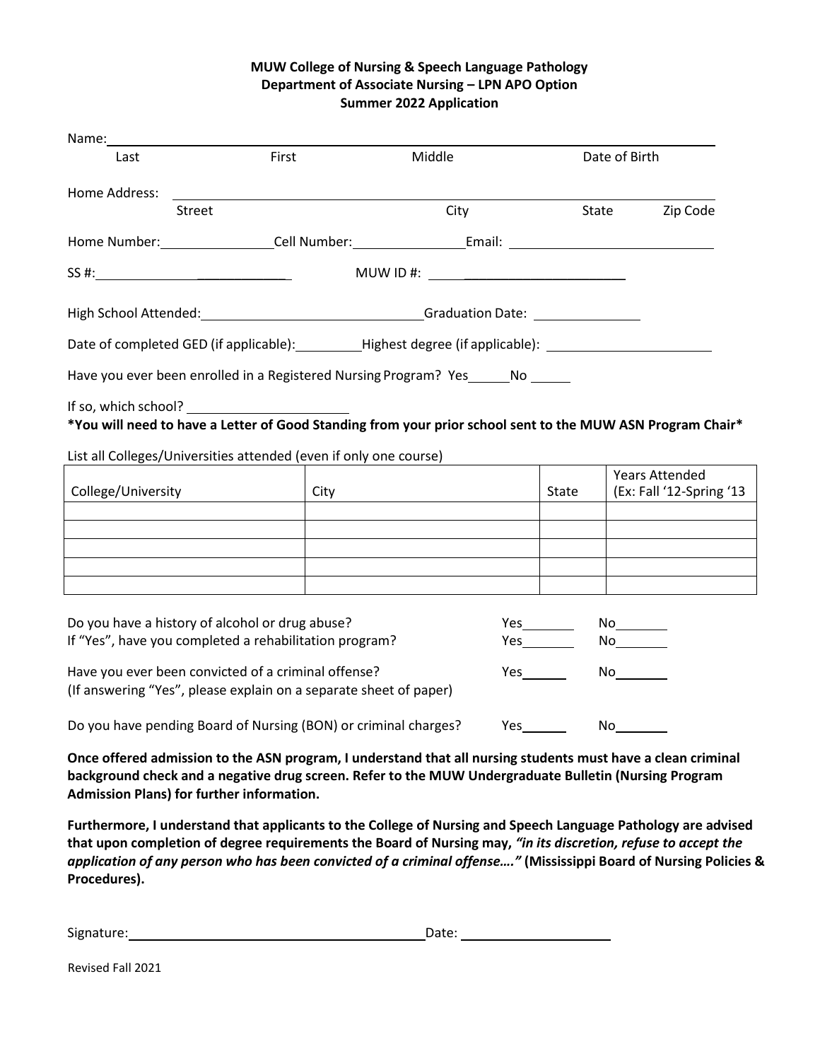**MUW College of Nursing & Speech Language Pathology**
**Department of Associate Nursing – LPN APO Option**
**Summer 2022 Application**

Name: ______________________________________________________________
Last First Middle Date of Birth

Home Address: ______________________________________________________
Street City State Zip Code

Home Number: _______________ Cell Number: _______________ Email: ___________________________

SS #: ___________________________ MUW ID #: _____________________________

High School Attended: ______________________________ Graduation Date: _______________

Date of completed GED (if applicable): _________ Highest degree (if applicable): ______________________

Have you ever been enrolled in a Registered Nursing Program? Yes______ No ______

If so, which school? ______________________

**\*You will need to have a Letter of Good Standing from your prior school sent to the MUW ASN Program Chair\***

List all Colleges/Universities attended (even if only one course)

| College/University | City | State | Years Attended (Ex: Fall '12-Spring '13 |
|---|---|---|---|
| | | | |
| | | | |
| | | | |
| | | | |
| | | | |

Do you have a history of alcohol or drug abuse? Yes_______ No_______
If "Yes", have you completed a rehabilitation program? Yes_______ No_______

Have you ever been convicted of a criminal offense? Yes______ No_______
(If answering "Yes", please explain on a separate sheet of paper)

Do you have pending Board of Nursing (BON) or criminal charges? Yes______ No_______

**Once offered admission to the ASN program, I understand that all nursing students must have a clean criminal background check and a negative drug screen. Refer to the MUW Undergraduate Bulletin (Nursing Program Admission Plans) for further information.**

**Furthermore, I understand that applicants to the College of Nursing and Speech Language Pathology are advised that upon completion of degree requirements the Board of Nursing may, *"in its discretion, refuse to accept the application of any person who has been convicted of a criminal offense…."* (Mississippi Board of Nursing Policies & Procedures).**

Signature: ________________________________________ Date: ____________________

Revised Fall 2021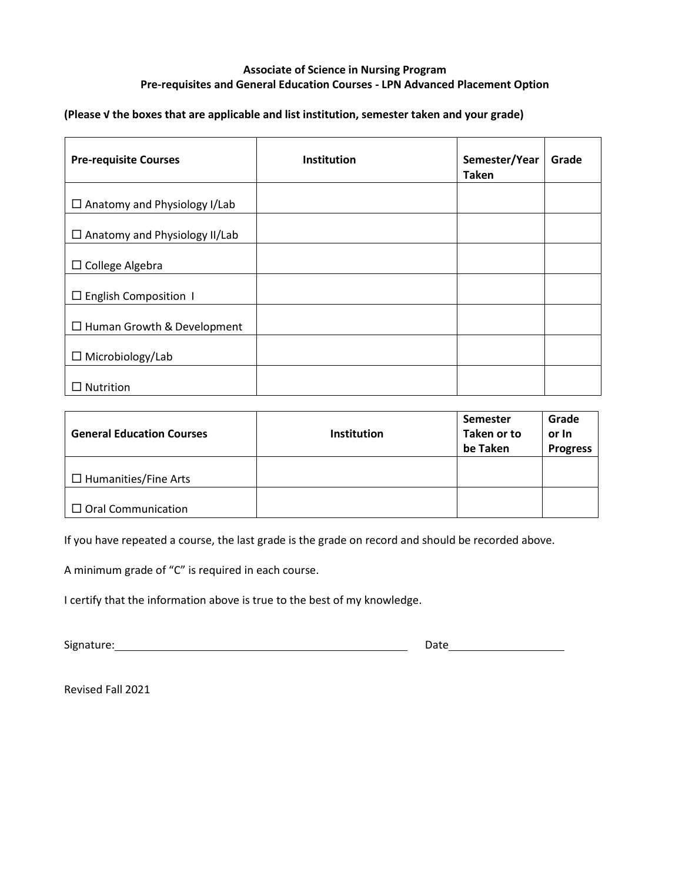**Associate of Science in Nursing Program**
**Pre-requisites and General Education Courses - LPN Advanced Placement Option**

**(Please √ the boxes that are applicable and list institution, semester taken and your grade)**

| **Pre-requisite Courses** | **Institution** | **Semester/Year Taken** | **Grade** |
|---|---|---|---|
| ☐ Anatomy and Physiology I/Lab | | | |
| ☐ Anatomy and Physiology II/Lab | | | |
| ☐ College Algebra | | | |
| ☐ English Composition I | | | |
| ☐ Human Growth & Development | | | |
| ☐ Microbiology/Lab | | | |
| ☐ Nutrition | | | |

| **General Education Courses** | **Institution** | **Semester Taken or to be Taken** | **Grade or In Progress** |
|---|---|---|---|
| ☐ Humanities/Fine Arts | | | |
| ☐ Oral Communication | | | |

If you have repeated a course, the last grade is the grade on record and should be recorded above.

A minimum grade of "C" is required in each course.

I certify that the information above is true to the best of my knowledge.

Signature:\_\_\_\_\_\_\_\_\_\_\_\_\_\_\_\_\_\_\_\_\_\_\_\_\_\_\_\_\_\_\_\_\_\_\_\_\_\_\_\_ Date\_\_\_\_\_\_\_\_\_\_\_\_\_\_\_\_\_\_

Revised Fall 2021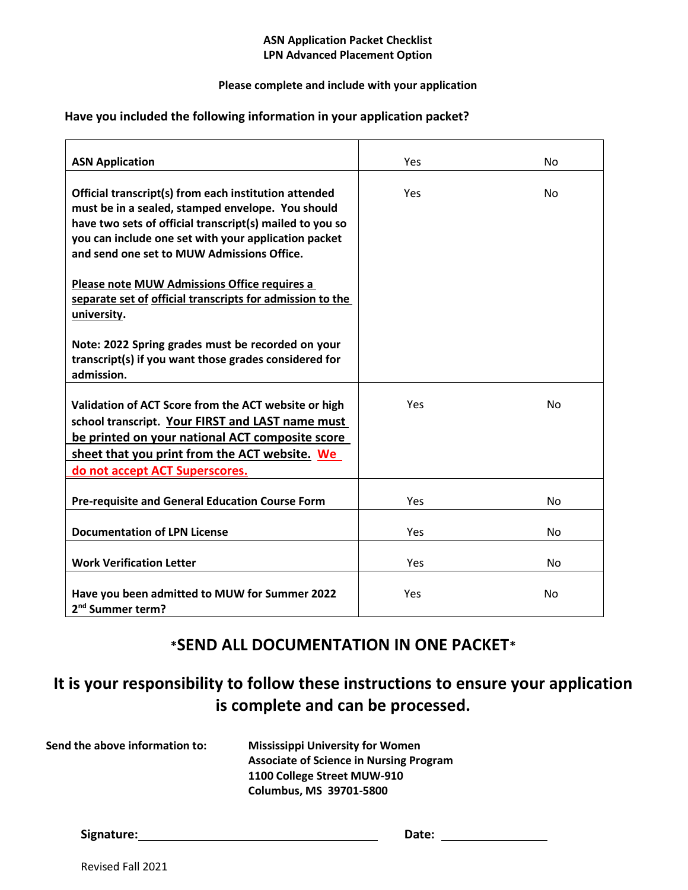**ASN Application Packet Checklist**
**LPN Advanced Placement Option**

**Please complete and include with your application**

**Have you included the following information in your application packet?**

| | | |
|---|---|---|
| **ASN Application** | Yes | No |
| **Official transcript(s) from each institution attended must be in a sealed, stamped envelope. You should have two sets of official transcript(s) mailed to you so you can include one set with your application packet and send one set to MUW Admissions Office.**<br><br>**Please note MUW Admissions Office requires a separate set of official transcripts for admission to the university.**<br><br>**Note: 2022 Spring grades must be recorded on your transcript(s) if you want those grades considered for admission.** | Yes | No |
| **Validation of ACT Score from the ACT website or high school transcript. Your FIRST and LAST name must be printed on your national ACT composite score sheet that you print from the ACT website. We do not accept ACT Superscores.** | Yes | No |
| **Pre-requisite and General Education Course Form** | Yes | No |
| **Documentation of LPN License** | Yes | No |
| **Work Verification Letter** | Yes | No |
| **Have you been admitted to MUW for Summer 2022 2nd Summer term?** | Yes | No |

## *SEND ALL DOCUMENTATION IN ONE PACKET*

## It is your responsibility to follow these instructions to ensure your application is complete and can be processed.

**Send the above information to:**

**Mississippi University for Women**
**Associate of Science in Nursing Program**
**1100 College Street MUW-910**
**Columbus, MS 39701-5800**

**Signature:** ______________________________ **Date:** ______________

Revised Fall 2021